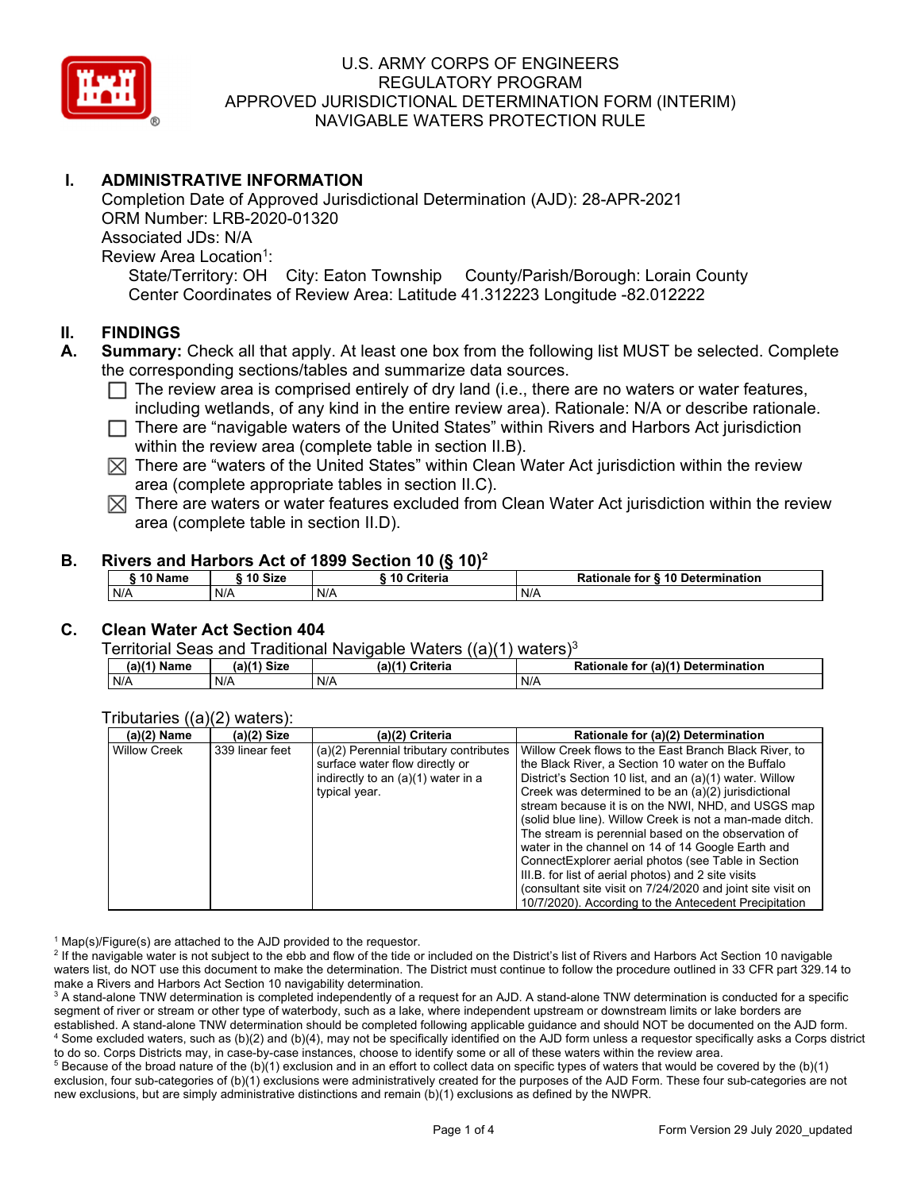# U.S. ARMY CORPS OF ENGINEERS
# REGULATORY PROGRAM
# APPROVED JURISDICTIONAL DETERMINATION FORM (INTERIM)
# NAVIGABLE WATERS PROTECTION RULE

## I. ADMINISTRATIVE INFORMATION

Completion Date of Approved Jurisdictional Determination (AJD): 28-APR-2021
ORM Number: LRB-2020-01320
Associated JDs: N/A
Review Area Location[1]:
State/Territory: OH City: Eaton Township County/Parish/Borough: Lorain County
Center Coordinates of Review Area: Latitude 41.312223 Longitude -82.012222

## II. FINDINGS

**A. Summary:** Check all that apply. At least one box from the following list MUST be selected. Complete the corresponding sections/tables and summarize data sources.

- ☐ The review area is comprised entirely of dry land (i.e., there are no waters or water features, including wetlands, of any kind in the entire review area). Rationale: N/A or describe rationale.
- ☐ There are "navigable waters of the United States" within Rivers and Harbors Act jurisdiction within the review area (complete table in section II.B).
- ☒ There are "waters of the United States" within Clean Water Act jurisdiction within the review area (complete appropriate tables in section II.C).
- ☒ There are waters or water features excluded from Clean Water Act jurisdiction within the review area (complete table in section II.D).

**B. Rivers and Harbors Act of 1899 Section 10 (§ 10)[2]**

| § 10 Name | § 10 Size | § 10 Criteria | Rationale for § 10 Determination |
|---|---|---|---|
| N/A | N/A | N/A | N/A |

**C. Clean Water Act Section 404**

Territorial Seas and Traditional Navigable Waters ((a)(1) waters)[3]

| (a)(1) Name | (a)(1) Size | (a)(1) Criteria | Rationale for (a)(1) Determination |
|---|---|---|---|
| N/A | N/A | N/A | N/A |

Tributaries ((a)(2) waters):

| (a)(2) Name | (a)(2) Size | (a)(2) Criteria | Rationale for (a)(2) Determination |
|---|---|---|---|
| Willow Creek | 339 linear feet | (a)(2) Perennial tributary contributes surface water flow directly or indirectly to an (a)(1) water in a typical year. | Willow Creek flows to the East Branch Black River, to the Black River, a Section 10 water on the Buffalo District's Section 10 list, and an (a)(1) water. Willow Creek was determined to be an (a)(2) jurisdictional stream because it is on the NWI, NHD, and USGS map (solid blue line). Willow Creek is not a man-made ditch. The stream is perennial based on the observation of water in the channel on 14 of 14 Google Earth and ConnectExplorer aerial photos (see Table in Section III.B. for list of aerial photos) and 2 site visits (consultant site visit on 7/24/2020 and joint site visit on 10/7/2020). According to the Antecedent Precipitation |

[1] Map(s)/Figure(s) are attached to the AJD provided to the requestor.
[2] If the navigable water is not subject to the ebb and flow of the tide or included on the District's list of Rivers and Harbors Act Section 10 navigable waters list, do NOT use this document to make the determination. The District must continue to follow the procedure outlined in 33 CFR part 329.14 to make a Rivers and Harbors Act Section 10 navigability determination.
[3] A stand-alone TNW determination is completed independently of a request for an AJD. A stand-alone TNW determination is conducted for a specific segment of river or stream or other type of waterbody, such as a lake, where independent upstream or downstream limits or lake borders are established. A stand-alone TNW determination should be completed following applicable guidance and should NOT be documented on the AJD form.
[4] Some excluded waters, such as (b)(2) and (b)(4), may not be specifically identified on the AJD form unless a requestor specifically asks a Corps district to do so. Corps Districts may, in case-by-case instances, choose to identify some or all of these waters within the review area.
[5] Because of the broad nature of the (b)(1) exclusion and in an effort to collect data on specific types of waters that would be covered by the (b)(1) exclusion, four sub-categories of (b)(1) exclusions were administratively created for the purposes of the AJD Form. These four sub-categories are not new exclusions, but are simply administrative distinctions and remain (b)(1) exclusions as defined by the NWPR.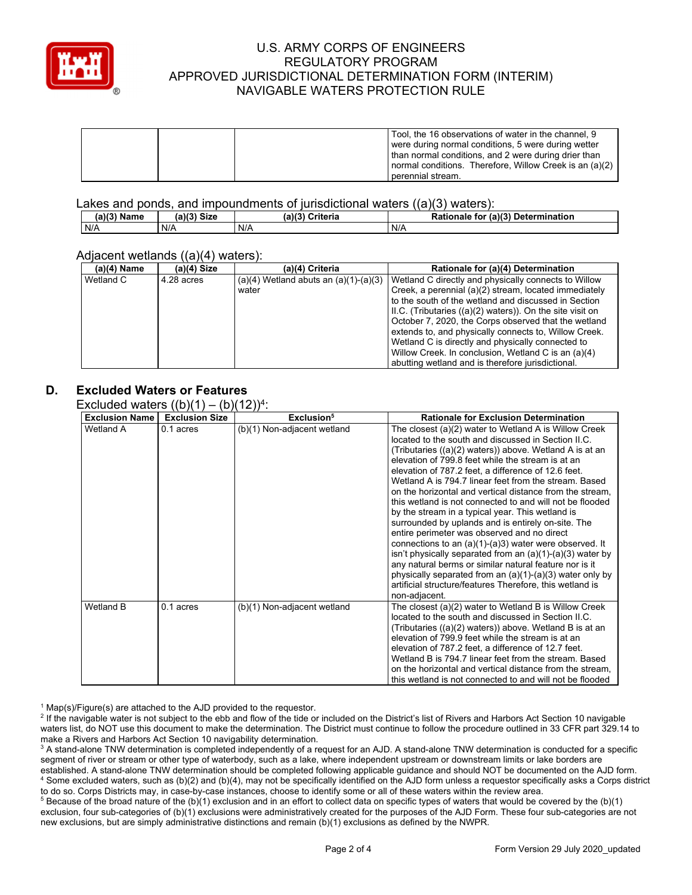| | | | Tool, the 16 observations of water in the channel, 9 were during normal conditions, 5 were during wetter than normal conditions, and 2 were during drier than normal conditions. Therefore, Willow Creek is an (a)(2) perennial stream. |
|---|---|---|---|

Lakes and ponds, and impoundments of jurisdictional waters ((a)(3) waters):

| (a)(3) Name | (a)(3) Size | (a)(3) Criteria | Rationale for (a)(3) Determination |
|---|---|---|---|
| N/A | N/A | N/A | N/A |

Adjacent wetlands ((a)(4) waters):

| (a)(4) Name | (a)(4) Size | (a)(4) Criteria | Rationale for (a)(4) Determination |
|---|---|---|---|
| Wetland C | 4.28 acres | (a)(4) Wetland abuts an (a)(1)-(a)(3) water | Wetland C directly and physically connects to Willow Creek, a perennial (a)(2) stream, located immediately to the south of the wetland and discussed in Section II.C. (Tributaries ((a)(2) waters)). On the site visit on October 7, 2020, the Corps observed that the wetland extends to, and physically connects to, Willow Creek. Wetland C is directly and physically connected to Willow Creek. In conclusion, Wetland C is an (a)(4) abutting wetland and is therefore jurisdictional. |

## D. Excluded Waters or Features

Excluded waters ((b)(1) – (b)(12))[4]:

| Exclusion Name | Exclusion Size | Exclusion[5] | Rationale for Exclusion Determination |
|---|---|---|---|
| Wetland A | 0.1 acres | (b)(1) Non-adjacent wetland | The closest (a)(2) water to Wetland A is Willow Creek located to the south and discussed in Section II.C. (Tributaries ((a)(2) waters)) above. Wetland A is at an elevation of 799.8 feet while the stream is at an elevation of 787.2 feet, a difference of 12.6 feet. Wetland A is 794.7 linear feet from the stream. Based on the horizontal and vertical distance from the stream, this wetland is not connected to and will not be flooded by the stream in a typical year. This wetland is surrounded by uplands and is entirely on-site. The entire perimeter was observed and no direct connections to an (a)(1)-(a)3) water were observed. It isn't physically separated from an (a)(1)-(a)(3) water by any natural berms or similar natural feature nor is it physically separated from an (a)(1)-(a)(3) water only by artificial structure/features Therefore, this wetland is non-adjacent. |
| Wetland B | 0.1 acres | (b)(1) Non-adjacent wetland | The closest (a)(2) water to Wetland B is Willow Creek located to the south and discussed in Section II.C. (Tributaries ((a)(2) waters)) above. Wetland B is at an elevation of 799.9 feet while the stream is at an elevation of 787.2 feet, a difference of 12.7 feet. Wetland B is 794.7 linear feet from the stream. Based on the horizontal and vertical distance from the stream, this wetland is not connected to and will not be flooded |

[1] Map(s)/Figure(s) are attached to the AJD provided to the requestor.
[2] If the navigable water is not subject to the ebb and flow of the tide or included on the District's list of Rivers and Harbors Act Section 10 navigable waters list, do NOT use this document to make the determination. The District must continue to follow the procedure outlined in 33 CFR part 329.14 to make a Rivers and Harbors Act Section 10 navigability determination.
[3] A stand-alone TNW determination is completed independently of a request for an AJD. A stand-alone TNW determination is conducted for a specific segment of river or stream or other type of waterbody, such as a lake, where independent upstream or downstream limits or lake borders are established. A stand-alone TNW determination should be completed following applicable guidance and should NOT be documented on the AJD form.
[4] Some excluded waters, such as (b)(2) and (b)(4), may not be specifically identified on the AJD form unless a requestor specifically asks a Corps district to do so. Corps Districts may, in case-by-case instances, choose to identify some or all of these waters within the review area.
[5] Because of the broad nature of the (b)(1) exclusion and in an effort to collect data on specific types of waters that would be covered by the (b)(1) exclusion, four sub-categories of (b)(1) exclusions were administratively created for the purposes of the AJD Form. These four sub-categories are not new exclusions, but are simply administrative distinctions and remain (b)(1) exclusions as defined by the NWPR.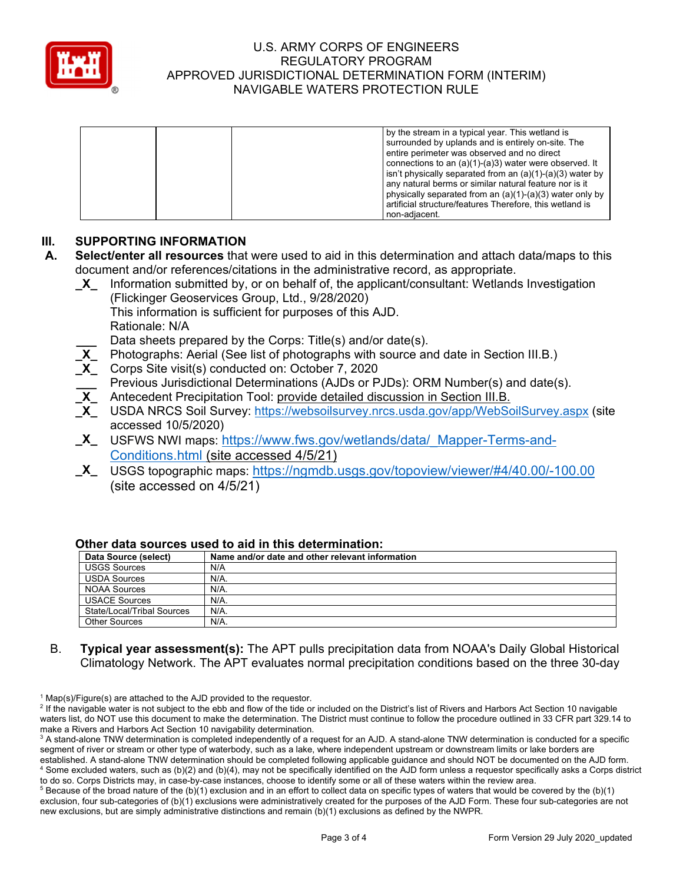| | | | by the stream in a typical year. This wetland is surrounded by uplands and is entirely on-site. The entire perimeter was observed and no direct connections to an (a)(1)-(a)3) water were observed. It isn't physically separated from an (a)(1)-(a)(3) water by any natural berms or similar natural feature nor is it physically separated from an (a)(1)-(a)(3) water only by artificial structure/features Therefore, this wetland is non-adjacent. |
|---|---|---|---|

## III. SUPPORTING INFORMATION

**A. Select/enter all resources** that were used to aid in this determination and attach data/maps to this document and/or references/citations in the administrative record, as appropriate.

_X_ Information submitted by, or on behalf of, the applicant/consultant: Wetlands Investigation (Flickinger Geoservices Group, Ltd., 9/28/2020)
This information is sufficient for purposes of this AJD.
Rationale: N/A

___ Data sheets prepared by the Corps: Title(s) and/or date(s).

_X_ Photographs: Aerial (See list of photographs with source and date in Section III.B.)

_X_ Corps Site visit(s) conducted on: October 7, 2020

___ Previous Jurisdictional Determinations (AJDs or PJDs): ORM Number(s) and date(s).

_X_ Antecedent Precipitation Tool: provide detailed discussion in Section III.B.

_X_ USDA NRCS Soil Survey: https://websoilsurvey.nrcs.usda.gov/app/WebSoilSurvey.aspx (site accessed 10/5/2020)

_X_ USFWS NWI maps: https://www.fws.gov/wetlands/data/_Mapper-Terms-and-Conditions.html (site accessed 4/5/21)

_X_ USGS topographic maps: https://ngmdb.usgs.gov/topoview/viewer/#4/40.00/-100.00 (site accessed on 4/5/21)

**Other data sources used to aid in this determination:**

| Data Source (select) | Name and/or date and other relevant information |
|---|---|
| USGS Sources | N/A |
| USDA Sources | N/A. |
| NOAA Sources | N/A. |
| USACE Sources | N/A. |
| State/Local/Tribal Sources | N/A. |
| Other Sources | N/A. |

B. **Typical year assessment(s):** The APT pulls precipitation data from NOAA's Daily Global Historical Climatology Network. The APT evaluates normal precipitation conditions based on the three 30-day

[1] Map(s)/Figure(s) are attached to the AJD provided to the requestor.
[2] If the navigable water is not subject to the ebb and flow of the tide or included on the District's list of Rivers and Harbors Act Section 10 navigable waters list, do NOT use this document to make the determination. The District must continue to follow the procedure outlined in 33 CFR part 329.14 to make a Rivers and Harbors Act Section 10 navigability determination.
[3] A stand-alone TNW determination is completed independently of a request for an AJD. A stand-alone TNW determination is conducted for a specific segment of river or stream or other type of waterbody, such as a lake, where independent upstream or downstream limits or lake borders are established. A stand-alone TNW determination should be completed following applicable guidance and should NOT be documented on the AJD form.
[4] Some excluded waters, such as (b)(2) and (b)(4), may not be specifically identified on the AJD form unless a requestor specifically asks a Corps district to do so. Corps Districts may, in case-by-case instances, choose to identify some or all of these waters within the review area.
[5] Because of the broad nature of the (b)(1) exclusion and in an effort to collect data on specific types of waters that would be covered by the (b)(1) exclusion, four sub-categories of (b)(1) exclusions were administratively created for the purposes of the AJD Form. These four sub-categories are not new exclusions, but are simply administrative distinctions and remain (b)(1) exclusions as defined by the NWPR.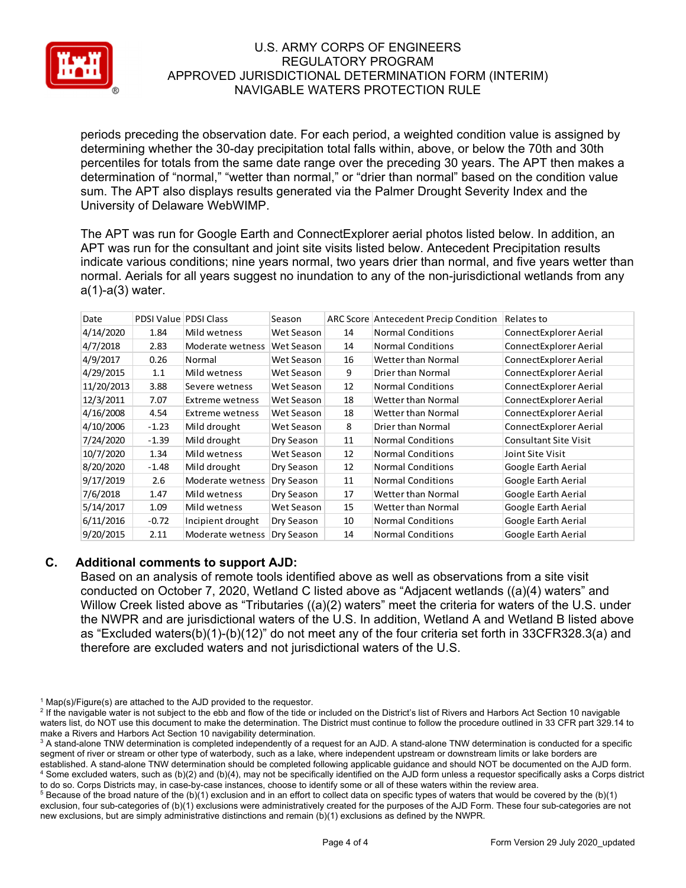periods preceding the observation date. For each period, a weighted condition value is assigned by determining whether the 30-day precipitation total falls within, above, or below the 70th and 30th percentiles for totals from the same date range over the preceding 30 years. The APT then makes a determination of "normal," "wetter than normal," or "drier than normal" based on the condition value sum. The APT also displays results generated via the Palmer Drought Severity Index and the University of Delaware WebWIMP.

The APT was run for Google Earth and ConnectExplorer aerial photos listed below. In addition, an APT was run for the consultant and joint site visits listed below. Antecedent Precipitation results indicate various conditions; nine years normal, two years drier than normal, and five years wetter than normal. Aerials for all years suggest no inundation to any of the non-jurisdictional wetlands from any a(1)-a(3) water.

| Date | PDSI Value | PDSI Class | Season | ARC Score | Antecedent Precip Condition | Relates to |
|---|---|---|---|---|---|---|
| 4/14/2020 | 1.84 | Mild wetness | Wet Season | 14 | Normal Conditions | ConnectExplorer Aerial |
| 4/7/2018 | 2.83 | Moderate wetness | Wet Season | 14 | Normal Conditions | ConnectExplorer Aerial |
| 4/9/2017 | 0.26 | Normal | Wet Season | 16 | Wetter than Normal | ConnectExplorer Aerial |
| 4/29/2015 | 1.1 | Mild wetness | Wet Season | 9 | Drier than Normal | ConnectExplorer Aerial |
| 11/20/2013 | 3.88 | Severe wetness | Wet Season | 12 | Normal Conditions | ConnectExplorer Aerial |
| 12/3/2011 | 7.07 | Extreme wetness | Wet Season | 18 | Wetter than Normal | ConnectExplorer Aerial |
| 4/16/2008 | 4.54 | Extreme wetness | Wet Season | 18 | Wetter than Normal | ConnectExplorer Aerial |
| 4/10/2006 | -1.23 | Mild drought | Wet Season | 8 | Drier than Normal | ConnectExplorer Aerial |
| 7/24/2020 | -1.39 | Mild drought | Dry Season | 11 | Normal Conditions | Consultant Site Visit |
| 10/7/2020 | 1.34 | Mild wetness | Wet Season | 12 | Normal Conditions | Joint Site Visit |
| 8/20/2020 | -1.48 | Mild drought | Dry Season | 12 | Normal Conditions | Google Earth Aerial |
| 9/17/2019 | 2.6 | Moderate wetness | Dry Season | 11 | Normal Conditions | Google Earth Aerial |
| 7/6/2018 | 1.47 | Mild wetness | Dry Season | 17 | Wetter than Normal | Google Earth Aerial |
| 5/14/2017 | 1.09 | Mild wetness | Wet Season | 15 | Wetter than Normal | Google Earth Aerial |
| 6/11/2016 | -0.72 | Incipient drought | Dry Season | 10 | Normal Conditions | Google Earth Aerial |
| 9/20/2015 | 2.11 | Moderate wetness | Dry Season | 14 | Normal Conditions | Google Earth Aerial |

## C. Additional comments to support AJD:

Based on an analysis of remote tools identified above as well as observations from a site visit conducted on October 7, 2020, Wetland C listed above as "Adjacent wetlands ((a)(4) waters" and Willow Creek listed above as "Tributaries ((a)(2) waters" meet the criteria for waters of the U.S. under the NWPR and are jurisdictional waters of the U.S. In addition, Wetland A and Wetland B listed above as "Excluded waters(b)(1)-(b)(12)" do not meet any of the four criteria set forth in 33CFR328.3(a) and therefore are excluded waters and not jurisdictional waters of the U.S.

---

[1] Map(s)/Figure(s) are attached to the AJD provided to the requestor.

[2] If the navigable water is not subject to the ebb and flow of the tide or included on the District's list of Rivers and Harbors Act Section 10 navigable waters list, do NOT use this document to make the determination. The District must continue to follow the procedure outlined in 33 CFR part 329.14 to make a Rivers and Harbors Act Section 10 navigability determination.

[3] A stand-alone TNW determination is completed independently of a request for an AJD. A stand-alone TNW determination is conducted for a specific segment of river or stream or other type of waterbody, such as a lake, where independent upstream or downstream limits or lake borders are established. A stand-alone TNW determination should be completed following applicable guidance and should NOT be documented on the AJD form.

[4] Some excluded waters, such as (b)(2) and (b)(4), may not be specifically identified on the AJD form unless a requestor specifically asks a Corps district to do so. Corps Districts may, in case-by-case instances, choose to identify some or all of these waters within the review area.

[5] Because of the broad nature of the (b)(1) exclusion and in an effort to collect data on specific types of waters that would be covered by the (b)(1) exclusion, four sub-categories of (b)(1) exclusions were administratively created for the purposes of the AJD Form. These four sub-categories are not new exclusions, but are simply administrative distinctions and remain (b)(1) exclusions as defined by the NWPR.